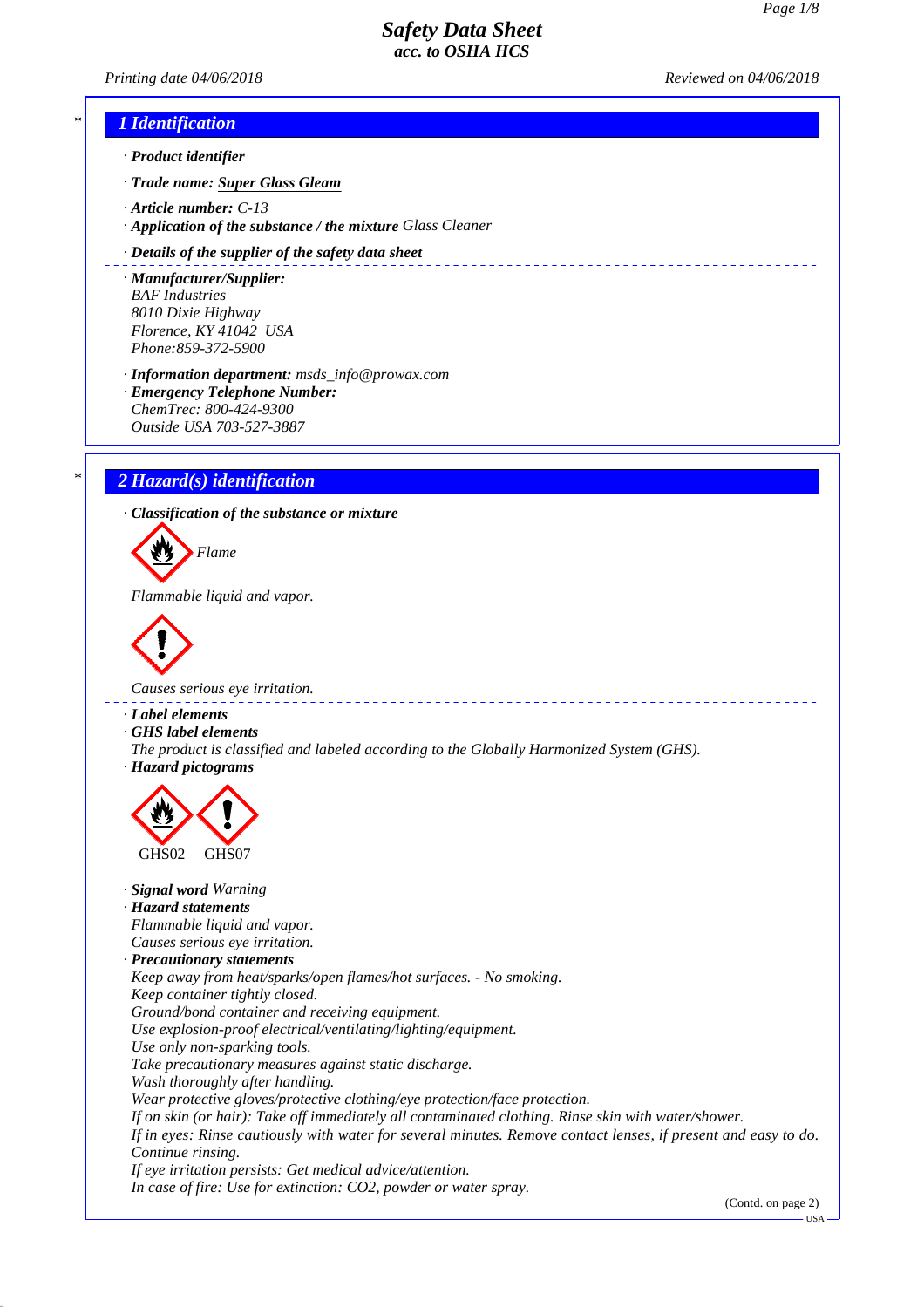# Safety Data Sheet
## acc. to OSHA HCS

Printing date 04/06/2018 Reviewed on 04/06/2018

## 1 Identification

· **Product identifier**

· **Trade name:** **Super Glass Gleam**

· **Article number:** C-13

· **Application of the substance / the mixture** Glass Cleaner

· **Details of the supplier of the safety data sheet**

· **Manufacturer/Supplier:**
BAF Industries
8010 Dixie Highway
Florence, KY 41042 USA
Phone:859-372-5900

· **Information department:** msds_info@prowax.com

· **Emergency Telephone Number:**
ChemTrec: 800-424-9300
Outside USA 703-527-3887

## 2 Hazard(s) identification

· **Classification of the substance or mixture**

Flame

Flammable liquid and vapor.

Causes serious eye irritation.

· **Label elements**

· **GHS label elements**
The product is classified and labeled according to the Globally Harmonized System (GHS).

· **Hazard pictograms**

GHS02 GHS07

· **Signal word** Warning

· **Hazard statements**
Flammable liquid and vapor.
Causes serious eye irritation.

· **Precautionary statements**
Keep away from heat/sparks/open flames/hot surfaces. - No smoking.
Keep container tightly closed.
Ground/bond container and receiving equipment.
Use explosion-proof electrical/ventilating/lighting/equipment.
Use only non-sparking tools.
Take precautionary measures against static discharge.
Wash thoroughly after handling.
Wear protective gloves/protective clothing/eye protection/face protection.
If on skin (or hair): Take off immediately all contaminated clothing. Rinse skin with water/shower.
If in eyes: Rinse cautiously with water for several minutes. Remove contact lenses, if present and easy to do. Continue rinsing.
If eye irritation persists: Get medical advice/attention.
In case of fire: Use for extinction: $CO_2$, powder or water spray.

(Contd. on page 2)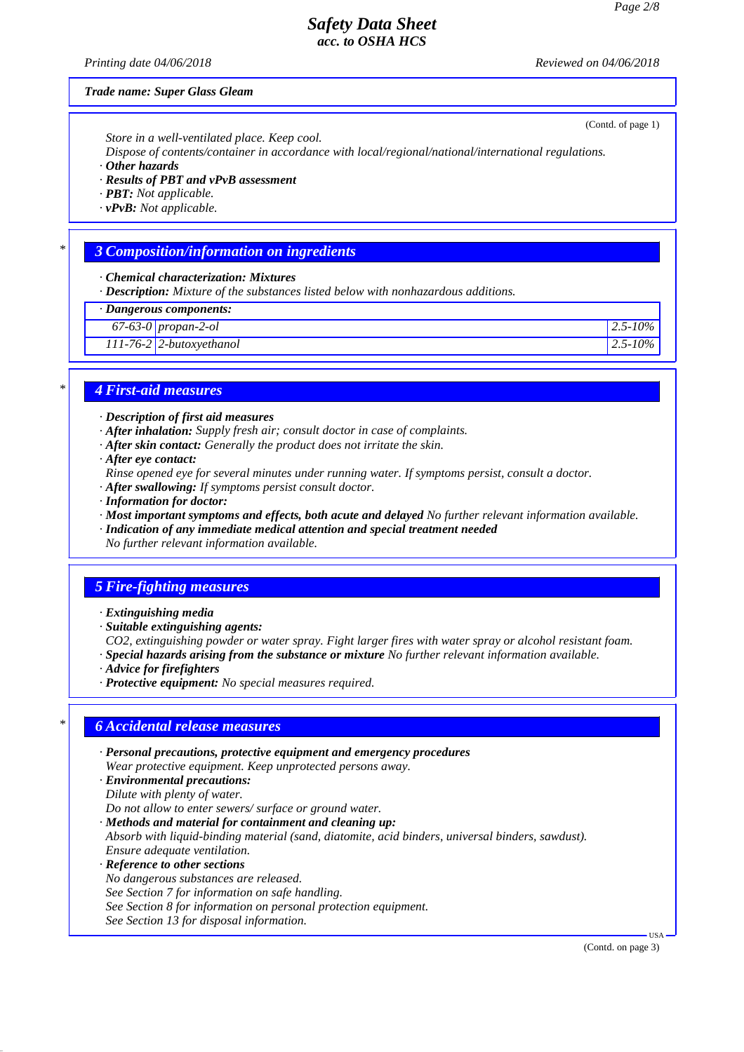*Trade name: Super Glass Gleam*

(Contd. of page 1)

*Store in a well-ventilated place. Keep cool.*
*Dispose of contents/container in accordance with local/regional/national/international regulations.*

· ***Other hazards***
· ***Results of PBT and vPvB assessment***
· ***PBT:*** *Not applicable.*
· ***vPvB:*** *Not applicable.*

## 3 Composition/information on ingredients

· ***Chemical characterization: Mixtures***
· ***Description:*** *Mixture of the substances listed below with nonhazardous additions.*

| · *Dangerous components:* | | |
|---|---|---|
| *67-63-0* | *propan-2-ol* | *2.5-10%* |
| *111-76-2* | *2-butoxyethanol* | *2.5-10%* |

## 4 First-aid measures

· ***Description of first aid measures***
· ***After inhalation:*** *Supply fresh air; consult doctor in case of complaints.*
· ***After skin contact:*** *Generally the product does not irritate the skin.*
· ***After eye contact:***
*Rinse opened eye for several minutes under running water. If symptoms persist, consult a doctor.*
· ***After swallowing:*** *If symptoms persist consult doctor.*
· ***Information for doctor:***
· ***Most important symptoms and effects, both acute and delayed*** *No further relevant information available.*
· ***Indication of any immediate medical attention and special treatment needed***
*No further relevant information available.*

## 5 Fire-fighting measures

· ***Extinguishing media***
· ***Suitable extinguishing agents:***
*CO2, extinguishing powder or water spray. Fight larger fires with water spray or alcohol resistant foam.*
· ***Special hazards arising from the substance or mixture*** *No further relevant information available.*
· ***Advice for firefighters***
· ***Protective equipment:*** *No special measures required.*

## 6 Accidental release measures

· ***Personal precautions, protective equipment and emergency procedures***
*Wear protective equipment. Keep unprotected persons away.*
· ***Environmental precautions:***
*Dilute with plenty of water.*
*Do not allow to enter sewers/ surface or ground water.*
· ***Methods and material for containment and cleaning up:***
*Absorb with liquid-binding material (sand, diatomite, acid binders, universal binders, sawdust).*
*Ensure adequate ventilation.*
· ***Reference to other sections***
*No dangerous substances are released.*
*See Section 7 for information on safe handling.*
*See Section 8 for information on personal protection equipment.*
*See Section 13 for disposal information.*

(Contd. on page 3)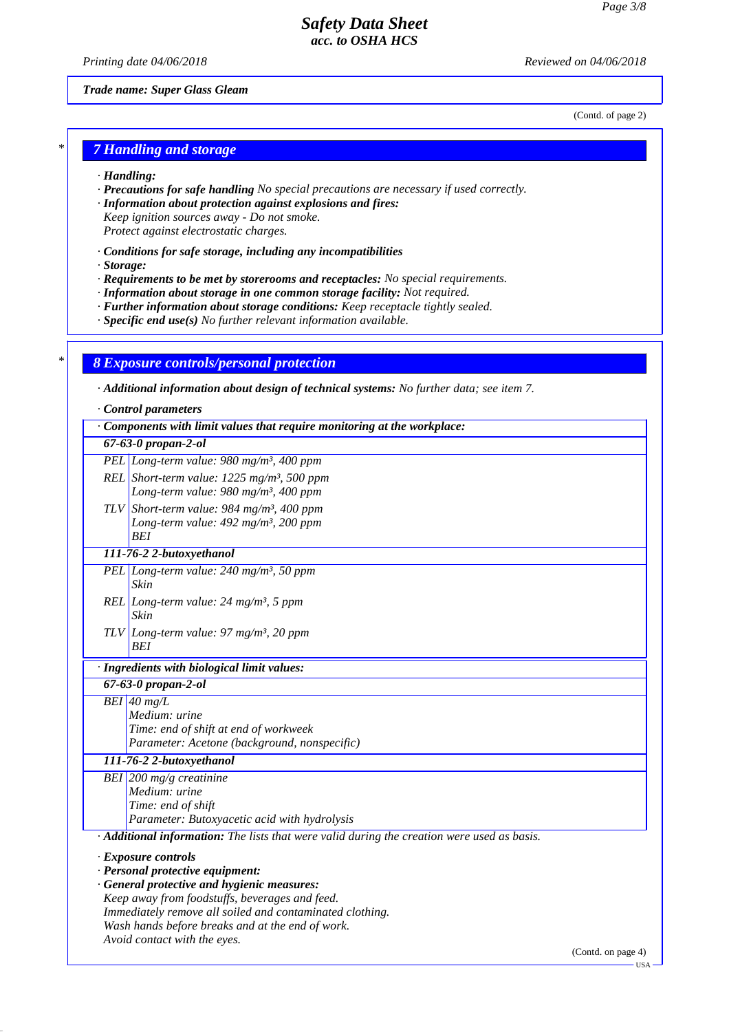**Trade name: Super Glass Gleam**

(Contd. of page 2)

## 7 Handling and storage

· **Handling:**
· **Precautions for safe handling** No special precautions are necessary if used correctly.
· **Information about protection against explosions and fires:**
Keep ignition sources away - Do not smoke.
Protect against electrostatic charges.

· **Conditions for safe storage, including any incompatibilities**
· **Storage:**
· **Requirements to be met by storerooms and receptacles:** No special requirements.
· **Information about storage in one common storage facility:** Not required.
· **Further information about storage conditions:** Keep receptacle tightly sealed.
· **Specific end use(s)** No further relevant information available.

## 8 Exposure controls/personal protection

· **Additional information about design of technical systems:** No further data; see item 7.

· **Control parameters**

| · Components with limit values that require monitoring at the workplace: | |
|---|---|
| **67-63-0 propan-2-ol** | |
| PEL | Long-term value: 980 mg/m³, 400 ppm |
| REL | Short-term value: 1225 mg/m³, 500 ppm<br>Long-term value: 980 mg/m³, 400 ppm |
| TLV | Short-term value: 984 mg/m³, 400 ppm<br>Long-term value: 492 mg/m³, 200 ppm<br>BEI |
| **111-76-2 2-butoxyethanol** | |
| PEL | Long-term value: 240 mg/m³, 50 ppm<br>Skin |
| REL | Long-term value: 24 mg/m³, 5 ppm<br>Skin |
| TLV | Long-term value: 97 mg/m³, 20 ppm<br>BEI |

| · Ingredients with biological limit values: | |
|---|---|
| **67-63-0 propan-2-ol** | |
| BEI | 40 mg/L<br>Medium: urine<br>Time: end of shift at end of workweek<br>Parameter: Acetone (background, nonspecific) |
| **111-76-2 2-butoxyethanol** | |
| BEI | 200 mg/g creatinine<br>Medium: urine<br>Time: end of shift<br>Parameter: Butoxyacetic acid with hydrolysis |

· **Additional information:** The lists that were valid during the creation were used as basis.

· **Exposure controls**
· **Personal protective equipment:**
· **General protective and hygienic measures:**
Keep away from foodstuffs, beverages and feed.
Immediately remove all soiled and contaminated clothing.
Wash hands before breaks and at the end of work.
Avoid contact with the eyes.

(Contd. on page 4)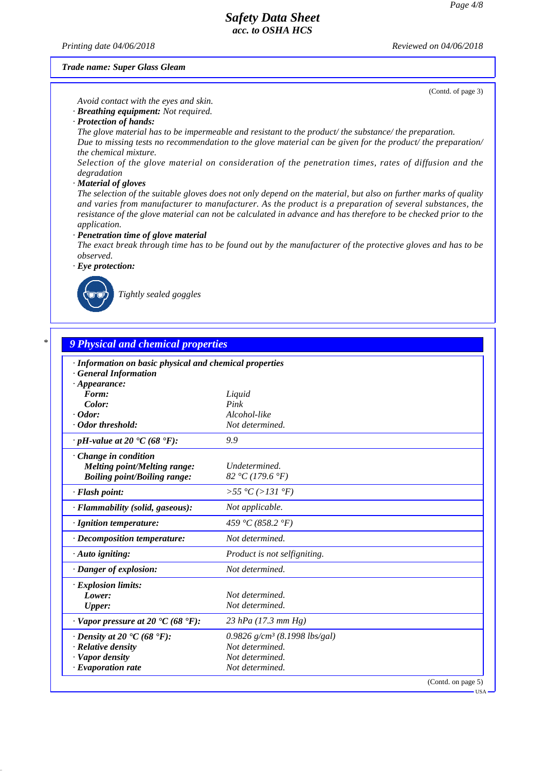(Contd. of page 3)

Avoid contact with the eyes and skin.

· **Breathing equipment:** Not required.

· **Protection of hands:**

The glove material has to be impermeable and resistant to the product/ the substance/ the preparation.

Due to missing tests no recommendation to the glove material can be given for the product/ the preparation/ the chemical mixture.

Selection of the glove material on consideration of the penetration times, rates of diffusion and the degradation

· **Material of gloves**

The selection of the suitable gloves does not only depend on the material, but also on further marks of quality and varies from manufacturer to manufacturer. As the product is a preparation of several substances, the resistance of the glove material can not be calculated in advance and has therefore to be checked prior to the application.

· **Penetration time of glove material**

The exact break through time has to be found out by the manufacturer of the protective gloves and has to be observed.

· **Eye protection:**

Tightly sealed goggles

## 9 Physical and chemical properties

| · **Information on basic physical and chemical properties** | |
|---|---|
| · **General Information** | |
| · **Appearance:** | |
| **Form:** | Liquid |
| **Color:** | Pink |
| · **Odor:** | Alcohol-like |
| · **Odor threshold:** | Not determined. |
| · **pH-value at 20 °C (68 °F):** | 9.9 |
| · **Change in condition** | |
| **Melting point/Melting range:** | Undetermined. |
| **Boiling point/Boiling range:** | 82 °C (179.6 °F) |
| · **Flash point:** | >55 °C (>131 °F) |
| · **Flammability (solid, gaseous):** | Not applicable. |
| · **Ignition temperature:** | 459 °C (858.2 °F) |
| · **Decomposition temperature:** | Not determined. |
| · **Auto igniting:** | Product is not selfigniting. |
| · **Danger of explosion:** | Not determined. |
| · **Explosion limits:** | |
| **Lower:** | Not determined. |
| **Upper:** | Not determined. |
| · **Vapor pressure at 20 °C (68 °F):** | 23 hPa (17.3 mm Hg) |
| · **Density at 20 °C (68 °F):** | 0.9826 g/cm³ (8.1998 lbs/gal) |
| · **Relative density** | Not determined. |
| · **Vapor density** | Not determined. |
| · **Evaporation rate** | Not determined. |

(Contd. on page 5)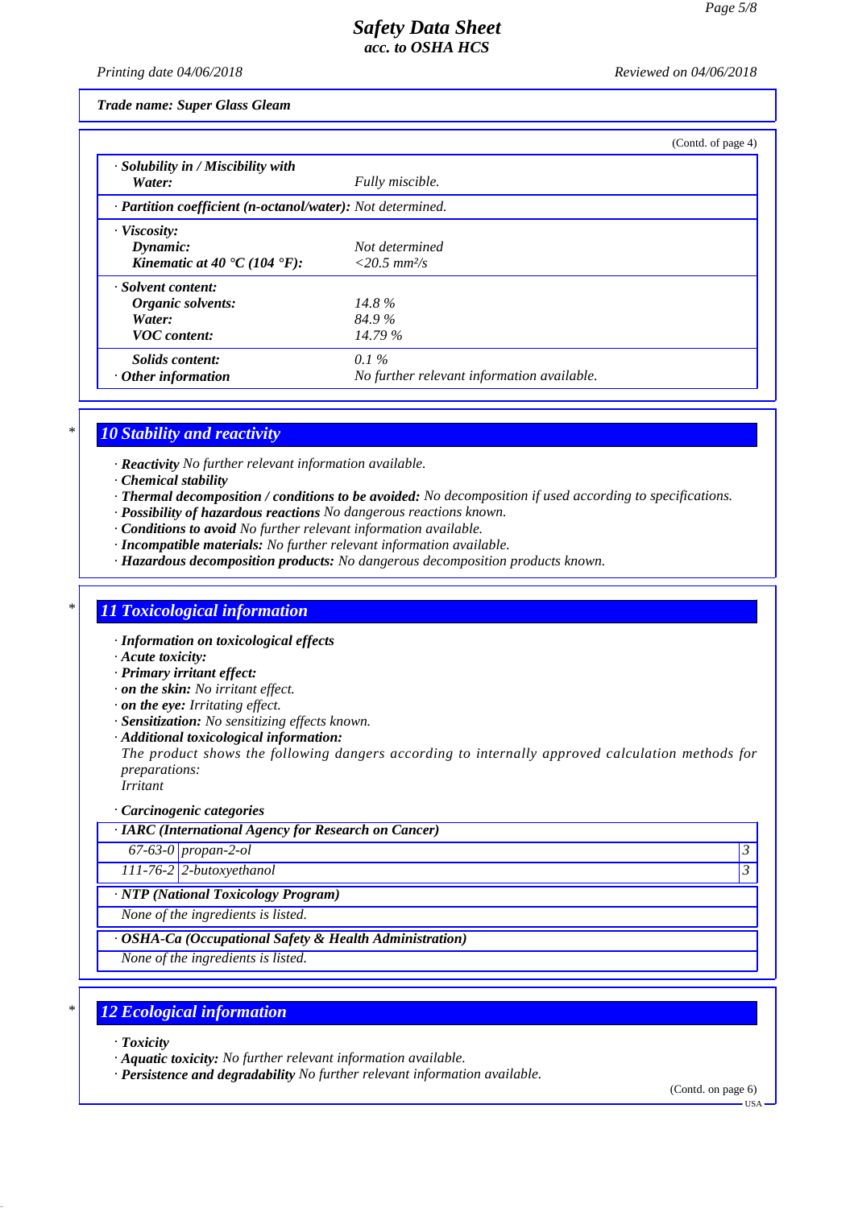Trade name: Super Glass Gleam

(Contd. of page 4)

| | |
|---|---|
| · **Solubility in / Miscibility with** | |
| **Water:** | Fully miscible. |
| · **Partition coefficient (n-octanol/water):** Not determined. | |
| · **Viscosity:** | |
| **Dynamic:** | Not determined |
| **Kinematic at 40 °C (104 °F):** | <20.5 $mm^2/s$ |
| · **Solvent content:** | |
| **Organic solvents:** | 14.8 % |
| **Water:** | 84.9 % |
| **VOC content:** | 14.79 % |
| **Solids content:** | 0.1 % |
| · **Other information** | No further relevant information available. |

## 10 Stability and reactivity

- · **Reactivity** No further relevant information available.
- · **Chemical stability**
- · **Thermal decomposition / conditions to be avoided:** No decomposition if used according to specifications.
- · **Possibility of hazardous reactions** No dangerous reactions known.
- · **Conditions to avoid** No further relevant information available.
- · **Incompatible materials:** No further relevant information available.
- · **Hazardous decomposition products:** No dangerous decomposition products known.

## 11 Toxicological information

- · **Information on toxicological effects**
- · **Acute toxicity:**
- · **Primary irritant effect:**
- · **on the skin:** No irritant effect.
- · **on the eye:** Irritating effect.
- · **Sensitization:** No sensitizing effects known.
- · **Additional toxicological information:**

The product shows the following dangers according to internally approved calculation methods for preparations:
Irritant

· **Carcinogenic categories**

| · **IARC (International Agency for Research on Cancer)** | | |
|---|---|---|
| 67-63-0 | propan-2-ol | 3 |
| 111-76-2 | 2-butoxyethanol | 3 |

| · **NTP (National Toxicology Program)** |
|---|
| None of the ingredients is listed. |

| · **OSHA-Ca (Occupational Safety & Health Administration)** |
|---|
| None of the ingredients is listed. |

## 12 Ecological information

- · **Toxicity**
- · **Aquatic toxicity:** No further relevant information available.
- · **Persistence and degradability** No further relevant information available.

(Contd. on page 6)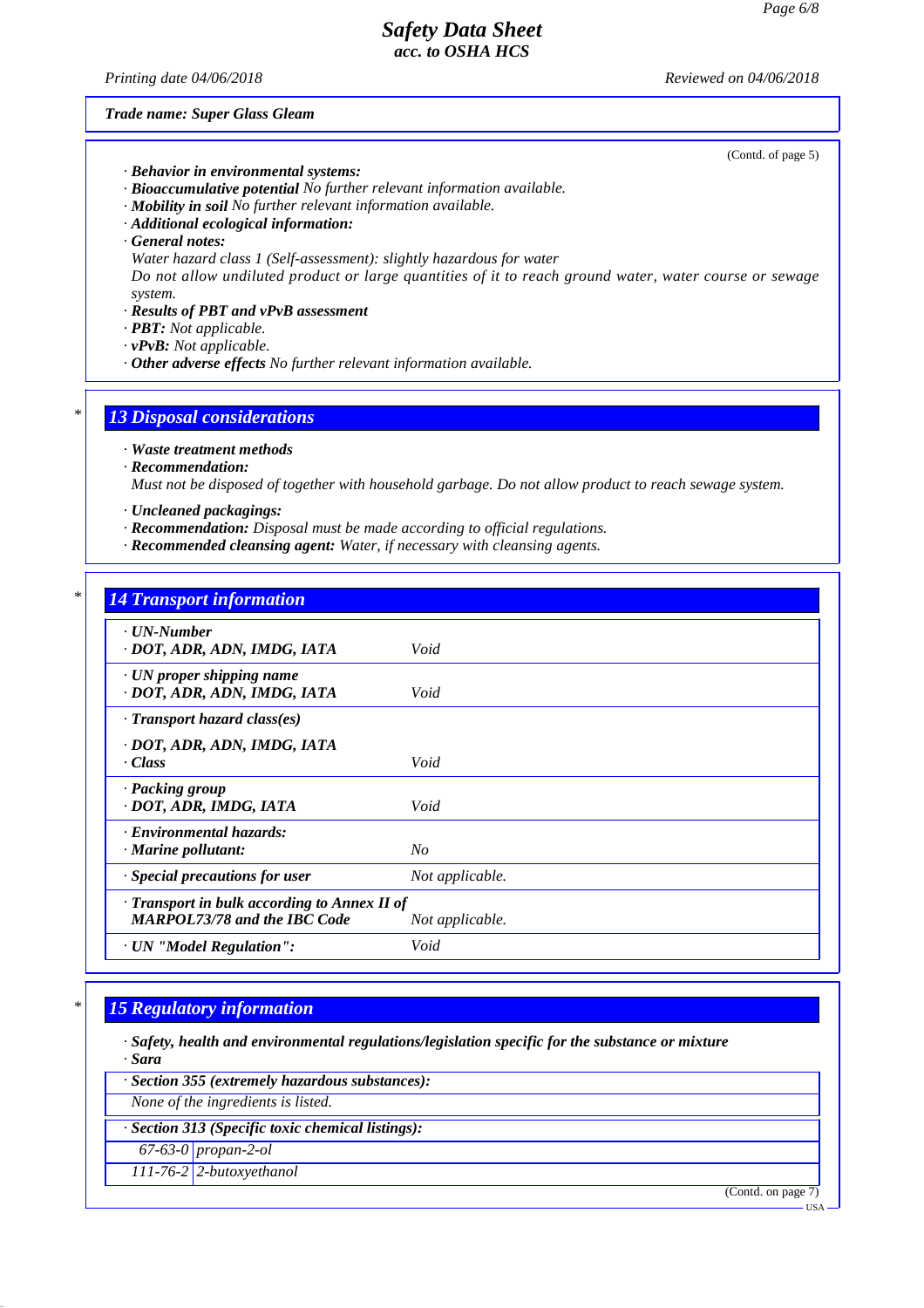*Safety Data Sheet*
*acc. to OSHA HCS*

*Printing date 04/06/2018* *Reviewed on 04/06/2018*

***Trade name: Super Glass Gleam***

(Contd. of page 5)

· ***Behavior in environmental systems:***
· ***Bioaccumulative potential*** *No further relevant information available.*
· ***Mobility in soil*** *No further relevant information available.*
· ***Additional ecological information:***
· ***General notes:***
*Water hazard class 1 (Self-assessment): slightly hazardous for water*
*Do not allow undiluted product or large quantities of it to reach ground water, water course or sewage system.*
· ***Results of PBT and vPvB assessment***
· ***PBT:*** *Not applicable.*
· ***vPvB:*** *Not applicable.*
· ***Other adverse effects*** *No further relevant information available.*

## * 13 Disposal considerations

· ***Waste treatment methods***
· ***Recommendation:***
*Must not be disposed of together with household garbage. Do not allow product to reach sewage system.*

· ***Uncleaned packagings:***
· ***Recommendation:*** *Disposal must be made according to official regulations.*
· ***Recommended cleansing agent:*** *Water, if necessary with cleansing agents.*

## * 14 Transport information

| | |
|---|---|
| · ***UN-Number*** <br> · ***DOT, ADR, ADN, IMDG, IATA*** | *Void* |
| · ***UN proper shipping name*** <br> · ***DOT, ADR, ADN, IMDG, IATA*** | *Void* |
| · ***Transport hazard class(es)*** <br> · ***DOT, ADR, ADN, IMDG, IATA*** <br> · ***Class*** | *Void* |
| · ***Packing group*** <br> · ***DOT, ADR, IMDG, IATA*** | *Void* |
| · ***Environmental hazards:*** <br> · ***Marine pollutant:*** | *No* |
| · ***Special precautions for user*** | *Not applicable.* |
| · ***Transport in bulk according to Annex II of MARPOL73/78 and the IBC Code*** | *Not applicable.* |
| · ***UN "Model Regulation":*** | *Void* |

## * 15 Regulatory information

· ***Safety, health and environmental regulations/legislation specific for the substance or mixture***
· ***Sara***

| · ***Section 355 (extremely hazardous substances):*** |
|---|
| *None of the ingredients is listed.* |

| · ***Section 313 (Specific toxic chemical listings):*** | |
|---|---|
| *67-63-0* | *propan-2-ol* |
| *111-76-2* | *2-butoxyethanol* |

(Contd. on page 7)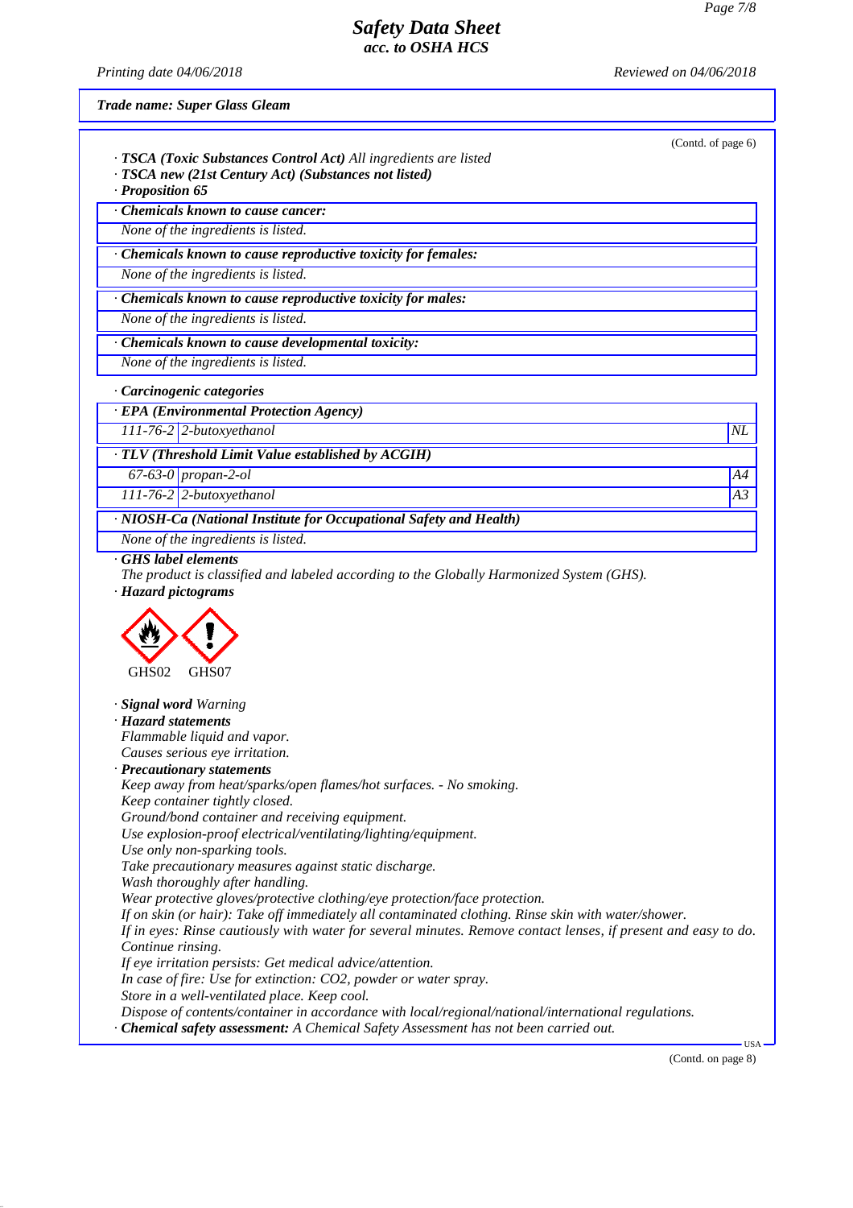*Trade name: Super Glass Gleam*

(Contd. of page 6)

· ***TSCA (Toxic Substances Control Act)*** *All ingredients are listed*
· ***TSCA new (21st Century Act) (Substances not listed)***
· ***Proposition 65***

· ***Chemicals known to cause cancer:***
*None of the ingredients is listed.*

· ***Chemicals known to cause reproductive toxicity for females:***
*None of the ingredients is listed.*

· ***Chemicals known to cause reproductive toxicity for males:***
*None of the ingredients is listed.*

· ***Chemicals known to cause developmental toxicity:***
*None of the ingredients is listed.*

· ***Carcinogenic categories***

· ***EPA (Environmental Protection Agency)***

| | | |
|---|---|---|
| 111-76-2 | 2-butoxyethanol | NL |

· ***TLV (Threshold Limit Value established by ACGIH)***

| | | |
|---|---|---|
| 67-63-0 | propan-2-ol | A4 |
| 111-76-2 | 2-butoxyethanol | A3 |

· ***NIOSH-Ca (National Institute for Occupational Safety and Health)***
*None of the ingredients is listed.*

· ***GHS label elements***
*The product is classified and labeled according to the Globally Harmonized System (GHS).*
· ***Hazard pictograms***

GHS02 GHS07

· ***Signal word*** *Warning*
· ***Hazard statements***
*Flammable liquid and vapor.*
*Causes serious eye irritation.*
· ***Precautionary statements***
*Keep away from heat/sparks/open flames/hot surfaces. - No smoking.*
*Keep container tightly closed.*
*Ground/bond container and receiving equipment.*
*Use explosion-proof electrical/ventilating/lighting/equipment.*
*Use only non-sparking tools.*
*Take precautionary measures against static discharge.*
*Wash thoroughly after handling.*
*Wear protective gloves/protective clothing/eye protection/face protection.*
*If on skin (or hair): Take off immediately all contaminated clothing. Rinse skin with water/shower.*
*If in eyes: Rinse cautiously with water for several minutes. Remove contact lenses, if present and easy to do. Continue rinsing.*
*If eye irritation persists: Get medical advice/attention.*
*In case of fire: Use for extinction: CO2, powder or water spray.*
*Store in a well-ventilated place. Keep cool.*
*Dispose of contents/container in accordance with local/regional/national/international regulations.*
· ***Chemical safety assessment:*** *A Chemical Safety Assessment has not been carried out.*

(Contd. on page 8)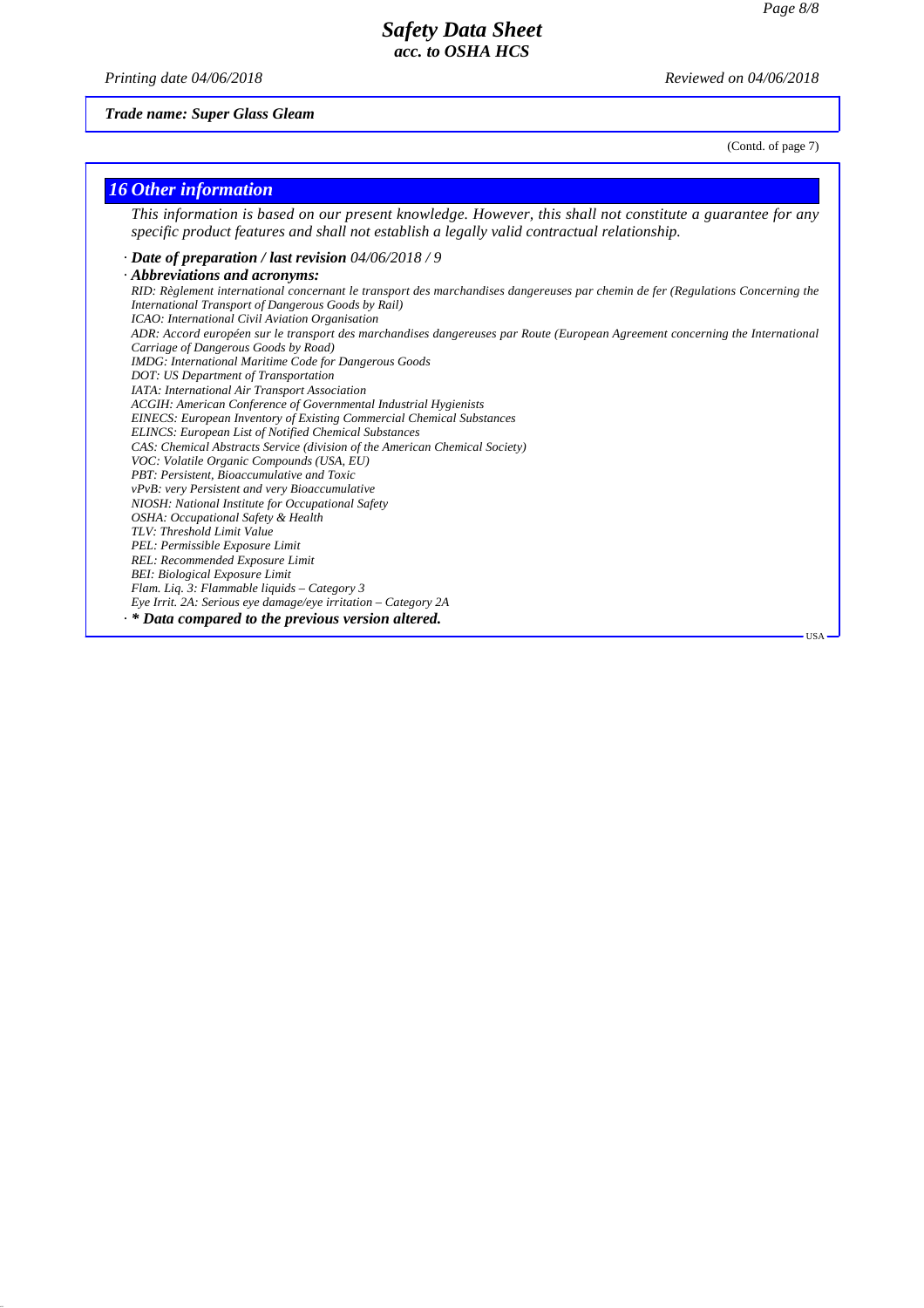## 16 Other information

*This information is based on our present knowledge. However, this shall not constitute a guarantee for any specific product features and shall not establish a legally valid contractual relationship.*

· ***Date of preparation / last revision*** *04/06/2018 / 9*

· ***Abbreviations and acronyms:***

*RID: Règlement international concernant le transport des marchandises dangereuses par chemin de fer (Regulations Concerning the International Transport of Dangerous Goods by Rail)*
*ICAO: International Civil Aviation Organisation*
*ADR: Accord européen sur le transport des marchandises dangereuses par Route (European Agreement concerning the International Carriage of Dangerous Goods by Road)*
*IMDG: International Maritime Code for Dangerous Goods*
*DOT: US Department of Transportation*
*IATA: International Air Transport Association*
*ACGIH: American Conference of Governmental Industrial Hygienists*
*EINECS: European Inventory of Existing Commercial Chemical Substances*
*ELINCS: European List of Notified Chemical Substances*
*CAS: Chemical Abstracts Service (division of the American Chemical Society)*
*VOC: Volatile Organic Compounds (USA, EU)*
*PBT: Persistent, Bioaccumulative and Toxic*
*vPvB: very Persistent and very Bioaccumulative*
*NIOSH: National Institute for Occupational Safety*
*OSHA: Occupational Safety & Health*
*TLV: Threshold Limit Value*
*PEL: Permissible Exposure Limit*
*REL: Recommended Exposure Limit*
*BEI: Biological Exposure Limit*
*Flam. Liq. 3: Flammable liquids – Category 3*
*Eye Irrit. 2A: Serious eye damage/eye irritation – Category 2A*

· ***\* Data compared to the previous version altered.***